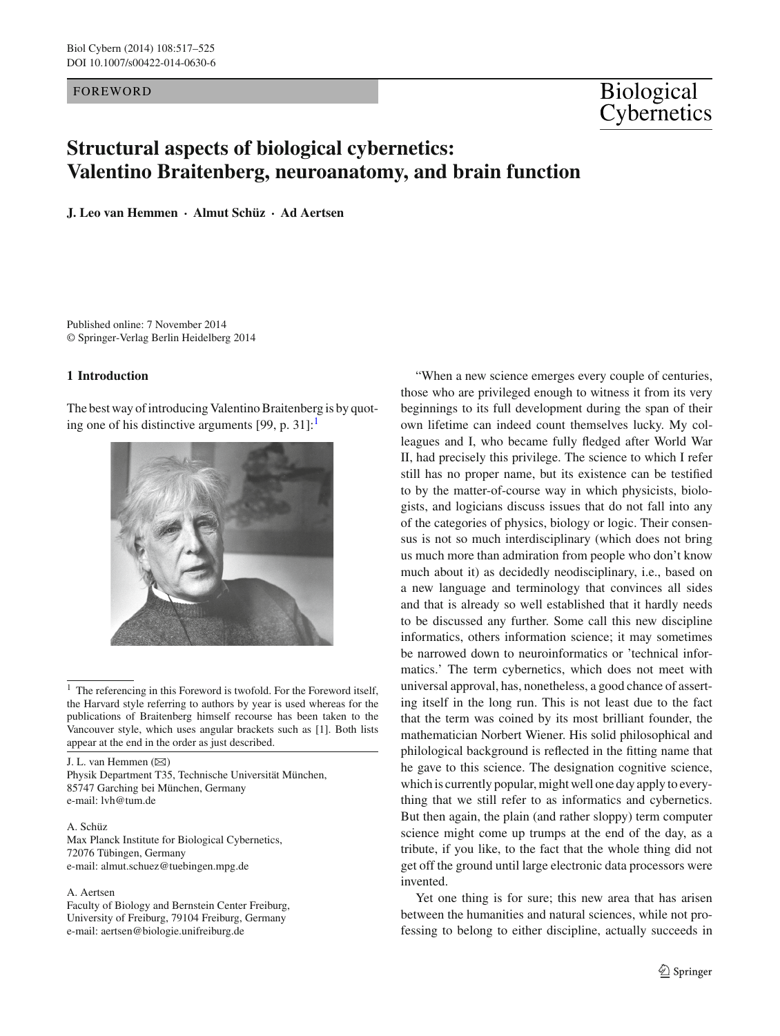FOREWORD

# Structural aspects of biological cybernetics: Valentino Braitenberg, neuroanatomy, and brain function

**J. Leo van Hemmen · Almut Schüz · Ad Aertsen**

Published online: 7 November 2014
© Springer-Verlag Berlin Heidelberg 2014

## 1 Introduction

The best way of introducing Valentino Braitenberg is by quoting one of his distinctive arguments [99, p. 31]:[1]

"When a new science emerges every couple of centuries, those who are privileged enough to witness it from its very beginnings to its full development during the span of their own lifetime can indeed count themselves lucky. My colleagues and I, who became fully fledged after World War II, had precisely this privilege. The science to which I refer still has no proper name, but its existence can be testified to by the matter-of-course way in which physicists, biologists, and logicians discuss issues that do not fall into any of the categories of physics, biology or logic. Their consensus is not so much interdisciplinary (which does not bring us much more than admiration from people who don't know much about it) as decidedly neodisciplinary, i.e., based on a new language and terminology that convinces all sides and that is already so well established that it hardly needs to be discussed any further. Some call this new discipline informatics, others information science; it may sometimes be narrowed down to neuroinformatics or 'technical informatics.' The term cybernetics, which does not meet with universal approval, has, nonetheless, a good chance of asserting itself in the long run. This is not least due to the fact that the term was coined by its most brilliant founder, the mathematician Norbert Wiener. His solid philosophical and philological background is reflected in the fitting name that he gave to this science. The designation cognitive science, which is currently popular, might well one day apply to everything that we still refer to as informatics and cybernetics. But then again, the plain (and rather sloppy) term computer science might come up trumps at the end of the day, as a tribute, if you like, to the fact that the whole thing did not get off the ground until large electronic data processors were invented.

Yet one thing is for sure; this new area that has arisen between the humanities and natural sciences, while not professing to belong to either discipline, actually succeeds in

---

[1] The referencing in this Foreword is twofold. For the Foreword itself, the Harvard style referring to authors by year is used whereas for the publications of Braitenberg himself recourse has been taken to the Vancouver style, which uses angular brackets such as [1]. Both lists appear at the end in the order as just described.

J. L. van Hemmen (✉)
Physik Department T35, Technische Universität München, 85747 Garching bei München, Germany
e-mail: lvh@tum.de

A. Schüz
Max Planck Institute for Biological Cybernetics, 72076 Tübingen, Germany
e-mail: almut.schuez@tuebingen.mpg.de

A. Aertsen
Faculty of Biology and Bernstein Center Freiburg, University of Freiburg, 79104 Freiburg, Germany
e-mail: aertsen@biologie.unifreiburg.de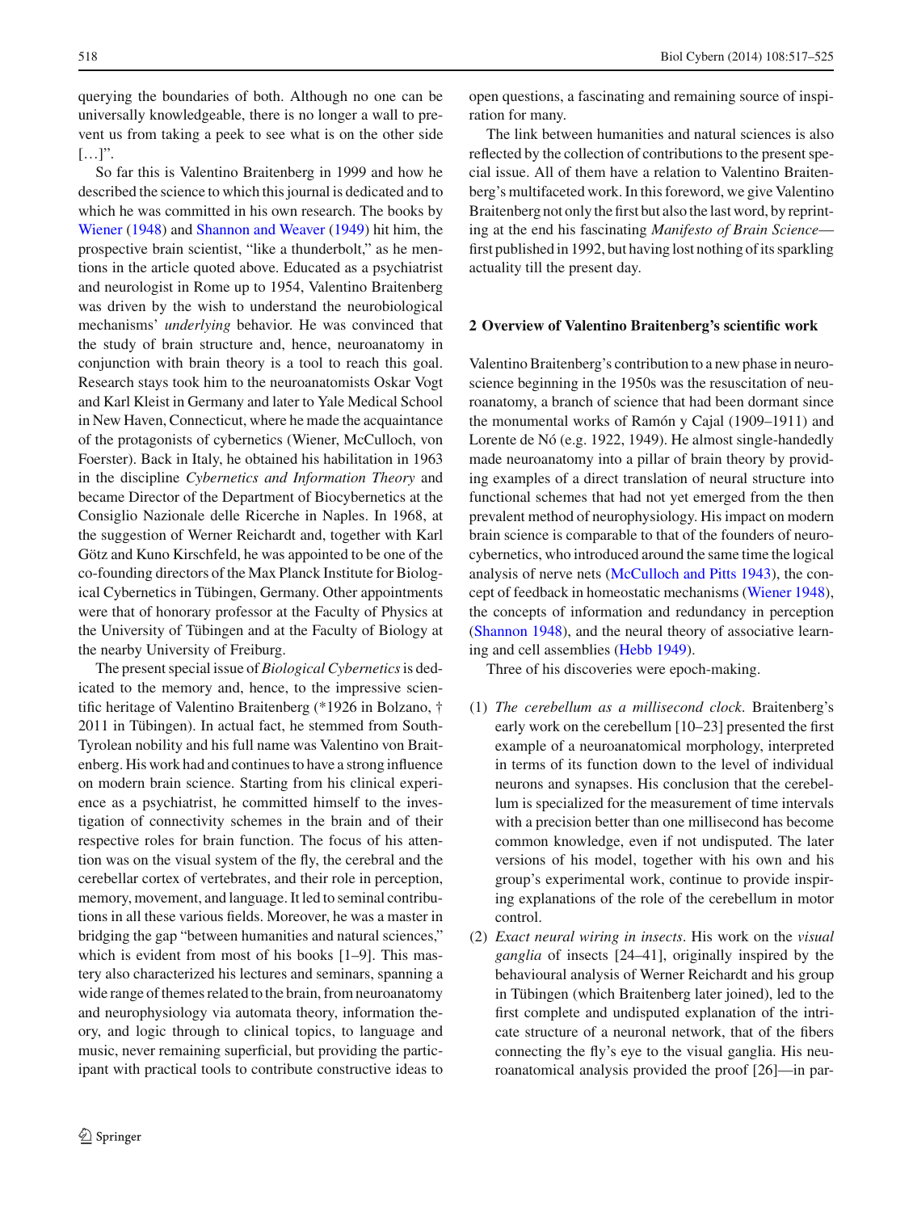querying the boundaries of both. Although no one can be universally knowledgeable, there is no longer a wall to prevent us from taking a peek to see what is on the other side […]".

So far this is Valentino Braitenberg in 1999 and how he described the science to which this journal is dedicated and to which he was committed in his own research. The books by Wiener (1948) and Shannon and Weaver (1949) hit him, the prospective brain scientist, "like a thunderbolt," as he mentions in the article quoted above. Educated as a psychiatrist and neurologist in Rome up to 1954, Valentino Braitenberg was driven by the wish to understand the neurobiological mechanisms' *underlying* behavior. He was convinced that the study of brain structure and, hence, neuroanatomy in conjunction with brain theory is a tool to reach this goal. Research stays took him to the neuroanatomists Oskar Vogt and Karl Kleist in Germany and later to Yale Medical School in New Haven, Connecticut, where he made the acquaintance of the protagonists of cybernetics (Wiener, McCulloch, von Foerster). Back in Italy, he obtained his habilitation in 1963 in the discipline *Cybernetics and Information Theory* and became Director of the Department of Biocybernetics at the Consiglio Nazionale delle Ricerche in Naples. In 1968, at the suggestion of Werner Reichardt and, together with Karl Götz and Kuno Kirschfeld, he was appointed to be one of the co-founding directors of the Max Planck Institute for Biological Cybernetics in Tübingen, Germany. Other appointments were that of honorary professor at the Faculty of Physics at the University of Tübingen and at the Faculty of Biology at the nearby University of Freiburg.

The present special issue of *Biological Cybernetics* is dedicated to the memory and, hence, to the impressive scientific heritage of Valentino Braitenberg (*1926 in Bolzano, † 2011 in Tübingen). In actual fact, he stemmed from South-Tyrolean nobility and his full name was Valentino von Braitenberg. His work had and continues to have a strong influence on modern brain science. Starting from his clinical experience as a psychiatrist, he committed himself to the investigation of connectivity schemes in the brain and of their respective roles for brain function. The focus of his attention was on the visual system of the fly, the cerebral and the cerebellar cortex of vertebrates, and their role in perception, memory, movement, and language. It led to seminal contributions in all these various fields. Moreover, he was a master in bridging the gap "between humanities and natural sciences," which is evident from most of his books [1–9]. This mastery also characterized his lectures and seminars, spanning a wide range of themes related to the brain, from neuroanatomy and neurophysiology via automata theory, information theory, and logic through to clinical topics, to language and music, never remaining superficial, but providing the participant with practical tools to contribute constructive ideas to open questions, a fascinating and remaining source of inspiration for many.

The link between humanities and natural sciences is also reflected by the collection of contributions to the present special issue. All of them have a relation to Valentino Braitenberg's multifaceted work. In this foreword, we give Valentino Braitenberg not only the first but also the last word, by reprinting at the end his fascinating *Manifesto of Brain Science*—first published in 1992, but having lost nothing of its sparkling actuality till the present day.

## 2 Overview of Valentino Braitenberg's scientific work

Valentino Braitenberg's contribution to a new phase in neuroscience beginning in the 1950s was the resuscitation of neuroanatomy, a branch of science that had been dormant since the monumental works of Ramón y Cajal (1909–1911) and Lorente de Nó (e.g. 1922, 1949). He almost single-handedly made neuroanatomy into a pillar of brain theory by providing examples of a direct translation of neural structure into functional schemes that had not yet emerged from the then prevalent method of neurophysiology. His impact on modern brain science is comparable to that of the founders of neurocybernetics, who introduced around the same time the logical analysis of nerve nets (McCulloch and Pitts 1943), the concept of feedback in homeostatic mechanisms (Wiener 1948), the concepts of information and redundancy in perception (Shannon 1948), and the neural theory of associative learning and cell assemblies (Hebb 1949).

Three of his discoveries were epoch-making.

(1) *The cerebellum as a millisecond clock*. Braitenberg's early work on the cerebellum [10–23] presented the first example of a neuroanatomical morphology, interpreted in terms of its function down to the level of individual neurons and synapses. His conclusion that the cerebellum is specialized for the measurement of time intervals with a precision better than one millisecond has become common knowledge, even if not undisputed. The later versions of his model, together with his own and his group's experimental work, continue to provide inspiring explanations of the role of the cerebellum in motor control.

(2) *Exact neural wiring in insects*. His work on the *visual ganglia* of insects [24–41], originally inspired by the behavioural analysis of Werner Reichardt and his group in Tübingen (which Braitenberg later joined), led to the first complete and undisputed explanation of the intricate structure of a neuronal network, that of the fibers connecting the fly's eye to the visual ganglia. His neuroanatomical analysis provided the proof [26]—in par-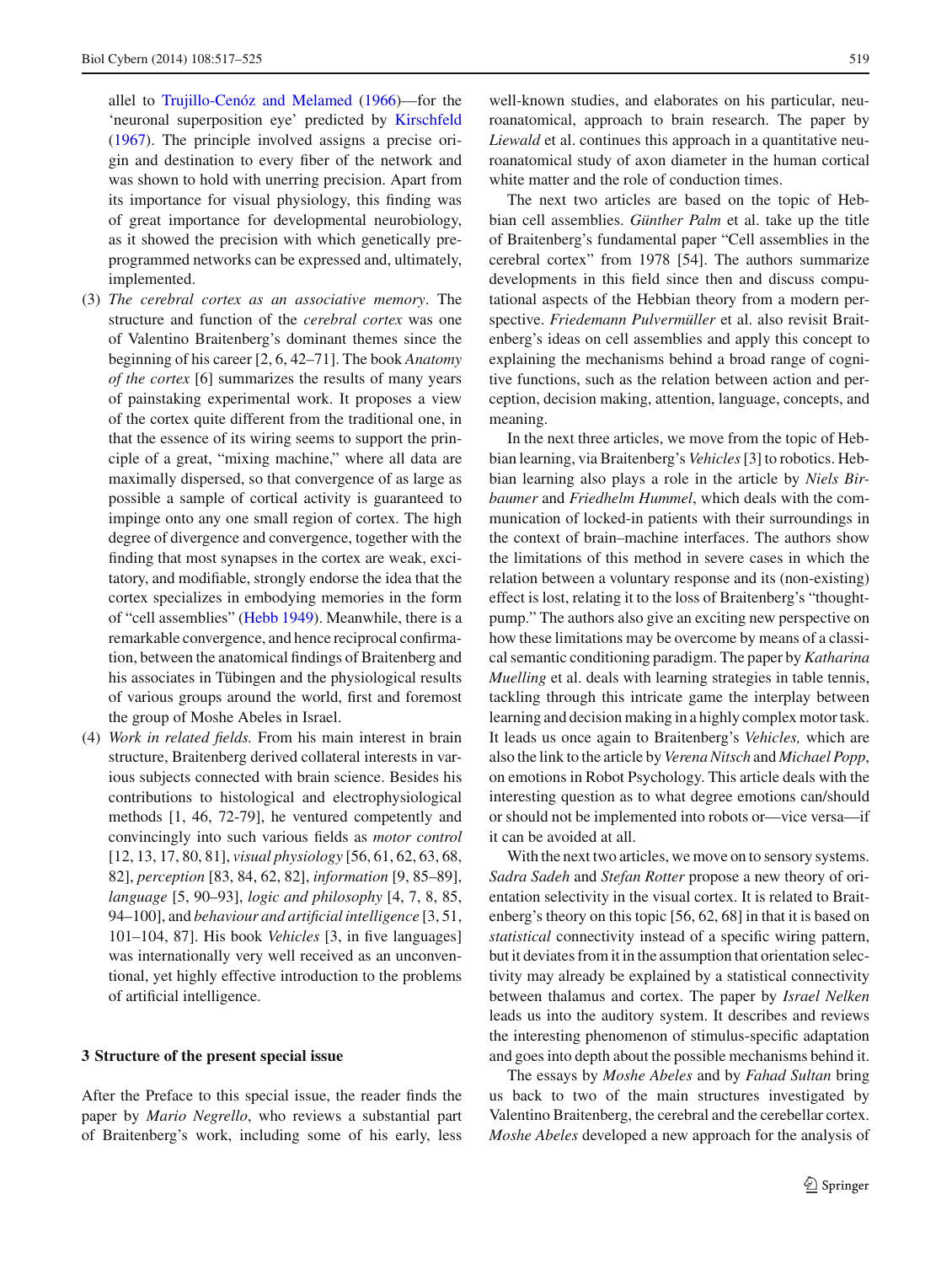allel to Trujillo-Cenóz and Melamed (1966)—for the 'neuronal superposition eye' predicted by Kirschfeld (1967). The principle involved assigns a precise origin and destination to every fiber of the network and was shown to hold with unerring precision. Apart from its importance for visual physiology, this finding was of great importance for developmental neurobiology, as it showed the precision with which genetically preprogrammed networks can be expressed and, ultimately, implemented.

(3) *The cerebral cortex as an associative memory*. The structure and function of the *cerebral cortex* was one of Valentino Braitenberg's dominant themes since the beginning of his career [2, 6, 42–71]. The book *Anatomy of the cortex* [6] summarizes the results of many years of painstaking experimental work. It proposes a view of the cortex quite different from the traditional one, in that the essence of its wiring seems to support the principle of a great, "mixing machine," where all data are maximally dispersed, so that convergence of as large as possible a sample of cortical activity is guaranteed to impinge onto any one small region of cortex. The high degree of divergence and convergence, together with the finding that most synapses in the cortex are weak, excitatory, and modifiable, strongly endorse the idea that the cortex specializes in embodying memories in the form of "cell assemblies" (Hebb 1949). Meanwhile, there is a remarkable convergence, and hence reciprocal confirmation, between the anatomical findings of Braitenberg and his associates in Tübingen and the physiological results of various groups around the world, first and foremost the group of Moshe Abeles in Israel.

(4) *Work in related fields.* From his main interest in brain structure, Braitenberg derived collateral interests in various subjects connected with brain science. Besides his contributions to histological and electrophysiological methods [1, 46, 72-79], he ventured competently and convincingly into such various fields as *motor control* [12, 13, 17, 80, 81], *visual physiology* [56, 61, 62, 63, 68, 82], *perception* [83, 84, 62, 82], *information* [9, 85–89], *language* [5, 90–93], *logic and philosophy* [4, 7, 8, 85, 94–100], and *behaviour and artificial intelligence* [3, 51, 101–104, 87]. His book *Vehicles* [3, in five languages] was internationally very well received as an unconventional, yet highly effective introduction to the problems of artificial intelligence.

## 3 Structure of the present special issue

After the Preface to this special issue, the reader finds the paper by *Mario Negrello*, who reviews a substantial part of Braitenberg's work, including some of his early, less well-known studies, and elaborates on his particular, neuroanatomical, approach to brain research. The paper by *Liewald* et al. continues this approach in a quantitative neuroanatomical study of axon diameter in the human cortical white matter and the role of conduction times.

The next two articles are based on the topic of Hebbian cell assemblies. *Günther Palm* et al. take up the title of Braitenberg's fundamental paper "Cell assemblies in the cerebral cortex" from 1978 [54]. The authors summarize developments in this field since then and discuss computational aspects of the Hebbian theory from a modern perspective. *Friedemann Pulvermüller* et al. also revisit Braitenberg's ideas on cell assemblies and apply this concept to explaining the mechanisms behind a broad range of cognitive functions, such as the relation between action and perception, decision making, attention, language, concepts, and meaning.

In the next three articles, we move from the topic of Hebbian learning, via Braitenberg's *Vehicles* [3] to robotics. Hebbian learning also plays a role in the article by *Niels Birbaumer* and *Friedhelm Hummel*, which deals with the communication of locked-in patients with their surroundings in the context of brain–machine interfaces. The authors show the limitations of this method in severe cases in which the relation between a voluntary response and its (non-existing) effect is lost, relating it to the loss of Braitenberg's "thought-pump." The authors also give an exciting new perspective on how these limitations may be overcome by means of a classical semantic conditioning paradigm. The paper by *Katharina Muelling* et al. deals with learning strategies in table tennis, tackling through this intricate game the interplay between learning and decision making in a highly complex motor task. It leads us once again to Braitenberg's *Vehicles,* which are also the link to the article by *Verena Nitsch* and *Michael Popp*, on emotions in Robot Psychology. This article deals with the interesting question as to what degree emotions can/should or should not be implemented into robots or—vice versa—if it can be avoided at all.

With the next two articles, we move on to sensory systems. *Sadra Sadeh* and *Stefan Rotter* propose a new theory of orientation selectivity in the visual cortex. It is related to Braitenberg's theory on this topic [56, 62, 68] in that it is based on *statistical* connectivity instead of a specific wiring pattern, but it deviates from it in the assumption that orientation selectivity may already be explained by a statistical connectivity between thalamus and cortex. The paper by *Israel Nelken* leads us into the auditory system. It describes and reviews the interesting phenomenon of stimulus-specific adaptation and goes into depth about the possible mechanisms behind it.

The essays by *Moshe Abeles* and by *Fahad Sultan* bring us back to two of the main structures investigated by Valentino Braitenberg, the cerebral and the cerebellar cortex. *Moshe Abeles* developed a new approach for the analysis of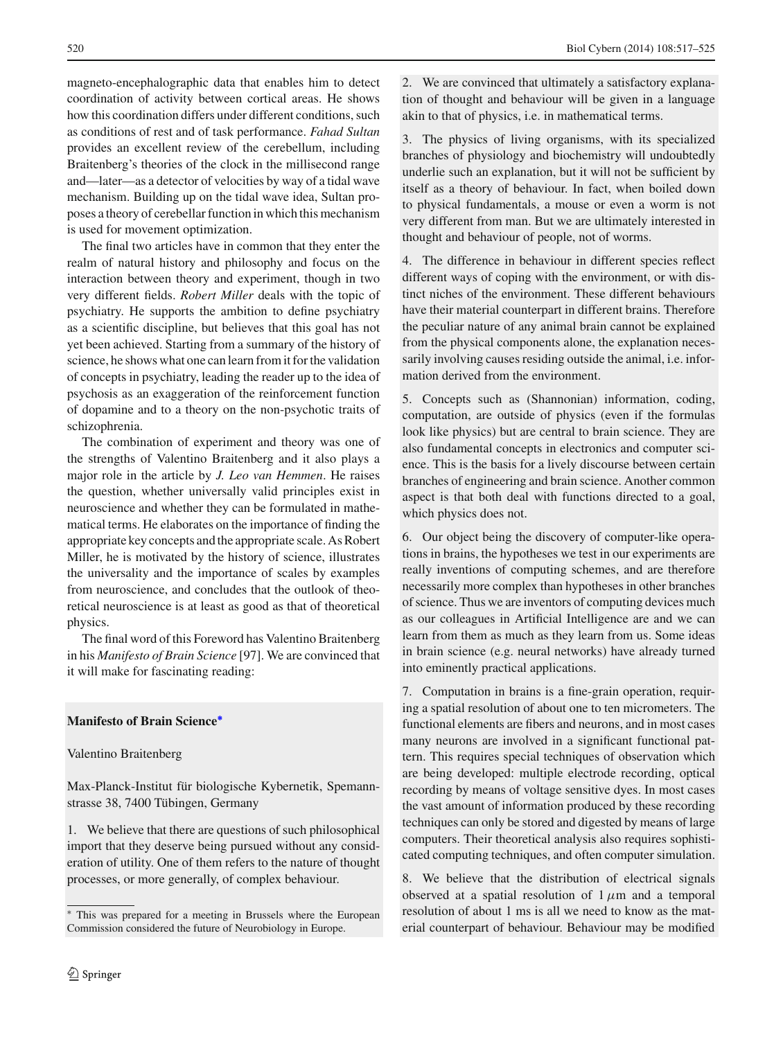magneto-encephalographic data that enables him to detect coordination of activity between cortical areas. He shows how this coordination differs under different conditions, such as conditions of rest and of task performance. *Fahad Sultan* provides an excellent review of the cerebellum, including Braitenberg's theories of the clock in the millisecond range and—later—as a detector of velocities by way of a tidal wave mechanism. Building up on the tidal wave idea, Sultan proposes a theory of cerebellar function in which this mechanism is used for movement optimization.

The final two articles have in common that they enter the realm of natural history and philosophy and focus on the interaction between theory and experiment, though in two very different fields. *Robert Miller* deals with the topic of psychiatry. He supports the ambition to define psychiatry as a scientific discipline, but believes that this goal has not yet been achieved. Starting from a summary of the history of science, he shows what one can learn from it for the validation of concepts in psychiatry, leading the reader up to the idea of psychosis as an exaggeration of the reinforcement function of dopamine and to a theory on the non-psychotic traits of schizophrenia.

The combination of experiment and theory was one of the strengths of Valentino Braitenberg and it also plays a major role in the article by *J. Leo van Hemmen*. He raises the question, whether universally valid principles exist in neuroscience and whether they can be formulated in mathematical terms. He elaborates on the importance of finding the appropriate key concepts and the appropriate scale. As Robert Miller, he is motivated by the history of science, illustrates the universality and the importance of scales by examples from neuroscience, and concludes that the outlook of theoretical neuroscience is at least as good as that of theoretical physics.

The final word of this Foreword has Valentino Braitenberg in his *Manifesto of Brain Science* [97]. We are convinced that it will make for fascinating reading:

**Manifesto of Brain Science***

Valentino Braitenberg

Max-Planck-Institut für biologische Kybernetik, Spemannstrasse 38, 7400 Tübingen, Germany

1. We believe that there are questions of such philosophical import that they deserve being pursued without any consideration of utility. One of them refers to the nature of thought processes, or more generally, of complex behaviour.

2. We are convinced that ultimately a satisfactory explanation of thought and behaviour will be given in a language akin to that of physics, i.e. in mathematical terms.

3. The physics of living organisms, with its specialized branches of physiology and biochemistry will undoubtedly underlie such an explanation, but it will not be sufficient by itself as a theory of behaviour. In fact, when boiled down to physical fundamentals, a mouse or even a worm is not very different from man. But we are ultimately interested in thought and behaviour of people, not of worms.

4. The difference in behaviour in different species reflect different ways of coping with the environment, or with distinct niches of the environment. These different behaviours have their material counterpart in different brains. Therefore the peculiar nature of any animal brain cannot be explained from the physical components alone, the explanation necessarily involving causes residing outside the animal, i.e. information derived from the environment.

5. Concepts such as (Shannonian) information, coding, computation, are outside of physics (even if the formulas look like physics) but are central to brain science. They are also fundamental concepts in electronics and computer science. This is the basis for a lively discourse between certain branches of engineering and brain science. Another common aspect is that both deal with functions directed to a goal, which physics does not.

6. Our object being the discovery of computer-like operations in brains, the hypotheses we test in our experiments are really inventions of computing schemes, and are therefore necessarily more complex than hypotheses in other branches of science. Thus we are inventors of computing devices much as our colleagues in Artificial Intelligence are and we can learn from them as much as they learn from us. Some ideas in brain science (e.g. neural networks) have already turned into eminently practical applications.

7. Computation in brains is a fine-grain operation, requiring a spatial resolution of about one to ten micrometers. The functional elements are fibers and neurons, and in most cases many neurons are involved in a significant functional pattern. This requires special techniques of observation which are being developed: multiple electrode recording, optical recording by means of voltage sensitive dyes. In most cases the vast amount of information produced by these recording techniques can only be stored and digested by means of large computers. Their theoretical analysis also requires sophisticated computing techniques, and often computer simulation.

8. We believe that the distribution of electrical signals observed at a spatial resolution of 1 $\mu$m and a temporal resolution of about 1 ms is all we need to know as the material counterpart of behaviour. Behaviour may be modified

\* This was prepared for a meeting in Brussels where the European Commission considered the future of Neurobiology in Europe.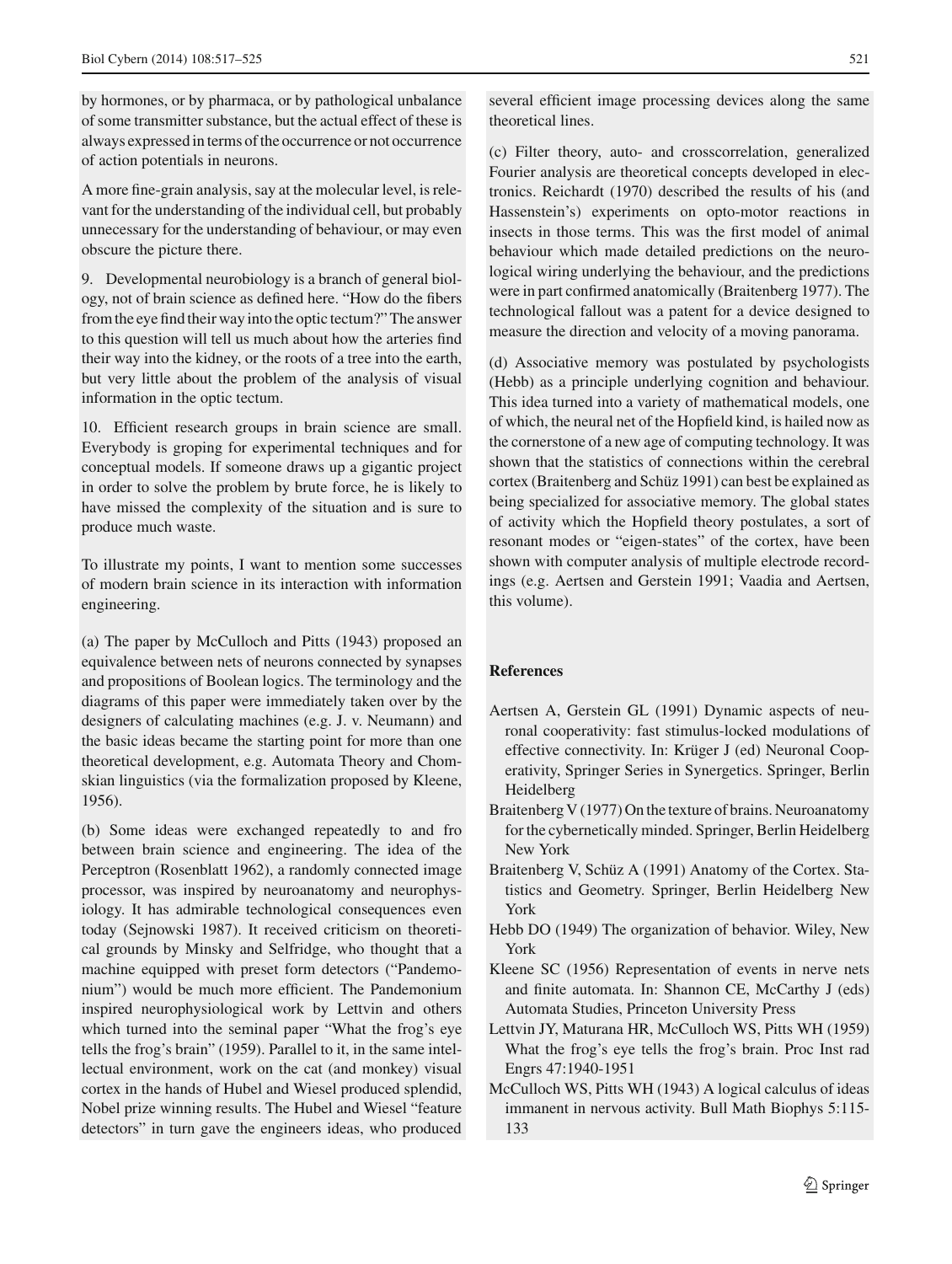by hormones, or by pharmaca, or by pathological unbalance of some transmitter substance, but the actual effect of these is always expressed in terms of the occurrence or not occurrence of action potentials in neurons.

A more fine-grain analysis, say at the molecular level, is relevant for the understanding of the individual cell, but probably unnecessary for the understanding of behaviour, or may even obscure the picture there.

9. Developmental neurobiology is a branch of general biology, not of brain science as defined here. "How do the fibers from the eye find their way into the optic tectum?" The answer to this question will tell us much about how the arteries find their way into the kidney, or the roots of a tree into the earth, but very little about the problem of the analysis of visual information in the optic tectum.

10. Efficient research groups in brain science are small. Everybody is groping for experimental techniques and for conceptual models. If someone draws up a gigantic project in order to solve the problem by brute force, he is likely to have missed the complexity of the situation and is sure to produce much waste.

To illustrate my points, I want to mention some successes of modern brain science in its interaction with information engineering.

(a) The paper by McCulloch and Pitts (1943) proposed an equivalence between nets of neurons connected by synapses and propositions of Boolean logics. The terminology and the diagrams of this paper were immediately taken over by the designers of calculating machines (e.g. J. v. Neumann) and the basic ideas became the starting point for more than one theoretical development, e.g. Automata Theory and Chomskian linguistics (via the formalization proposed by Kleene, 1956).

(b) Some ideas were exchanged repeatedly to and fro between brain science and engineering. The idea of the Perceptron (Rosenblatt 1962), a randomly connected image processor, was inspired by neuroanatomy and neurophysiology. It has admirable technological consequences even today (Sejnowski 1987). It received criticism on theoretical grounds by Minsky and Selfridge, who thought that a machine equipped with preset form detectors ("Pandemonium") would be much more efficient. The Pandemonium inspired neurophysiological work by Lettvin and others which turned into the seminal paper "What the frog's eye tells the frog's brain" (1959). Parallel to it, in the same intellectual environment, work on the cat (and monkey) visual cortex in the hands of Hubel and Wiesel produced splendid, Nobel prize winning results. The Hubel and Wiesel "feature detectors" in turn gave the engineers ideas, who produced several efficient image processing devices along the same theoretical lines.

(c) Filter theory, auto- and crosscorrelation, generalized Fourier analysis are theoretical concepts developed in electronics. Reichardt (1970) described the results of his (and Hassenstein's) experiments on opto-motor reactions in insects in those terms. This was the first model of animal behaviour which made detailed predictions on the neurological wiring underlying the behaviour, and the predictions were in part confirmed anatomically (Braitenberg 1977). The technological fallout was a patent for a device designed to measure the direction and velocity of a moving panorama.

(d) Associative memory was postulated by psychologists (Hebb) as a principle underlying cognition and behaviour. This idea turned into a variety of mathematical models, one of which, the neural net of the Hopfield kind, is hailed now as the cornerstone of a new age of computing technology. It was shown that the statistics of connections within the cerebral cortex (Braitenberg and Schüz 1991) can best be explained as being specialized for associative memory. The global states of activity which the Hopfield theory postulates, a sort of resonant modes or "eigen-states" of the cortex, have been shown with computer analysis of multiple electrode recordings (e.g. Aertsen and Gerstein 1991; Vaadia and Aertsen, this volume).

## References

- Aertsen A, Gerstein GL (1991) Dynamic aspects of neuronal cooperativity: fast stimulus-locked modulations of effective connectivity. In: Krüger J (ed) Neuronal Cooperativity, Springer Series in Synergetics. Springer, Berlin Heidelberg
- Braitenberg V (1977) On the texture of brains. Neuroanatomy for the cybernetically minded. Springer, Berlin Heidelberg New York
- Braitenberg V, Schüz A (1991) Anatomy of the Cortex. Statistics and Geometry. Springer, Berlin Heidelberg New York
- Hebb DO (1949) The organization of behavior. Wiley, New York
- Kleene SC (1956) Representation of events in nerve nets and finite automata. In: Shannon CE, McCarthy J (eds) Automata Studies, Princeton University Press
- Lettvin JY, Maturana HR, McCulloch WS, Pitts WH (1959) What the frog's eye tells the frog's brain. Proc Inst rad Engrs 47:1940-1951
- McCulloch WS, Pitts WH (1943) A logical calculus of ideas immanent in nervous activity. Bull Math Biophys 5:115-133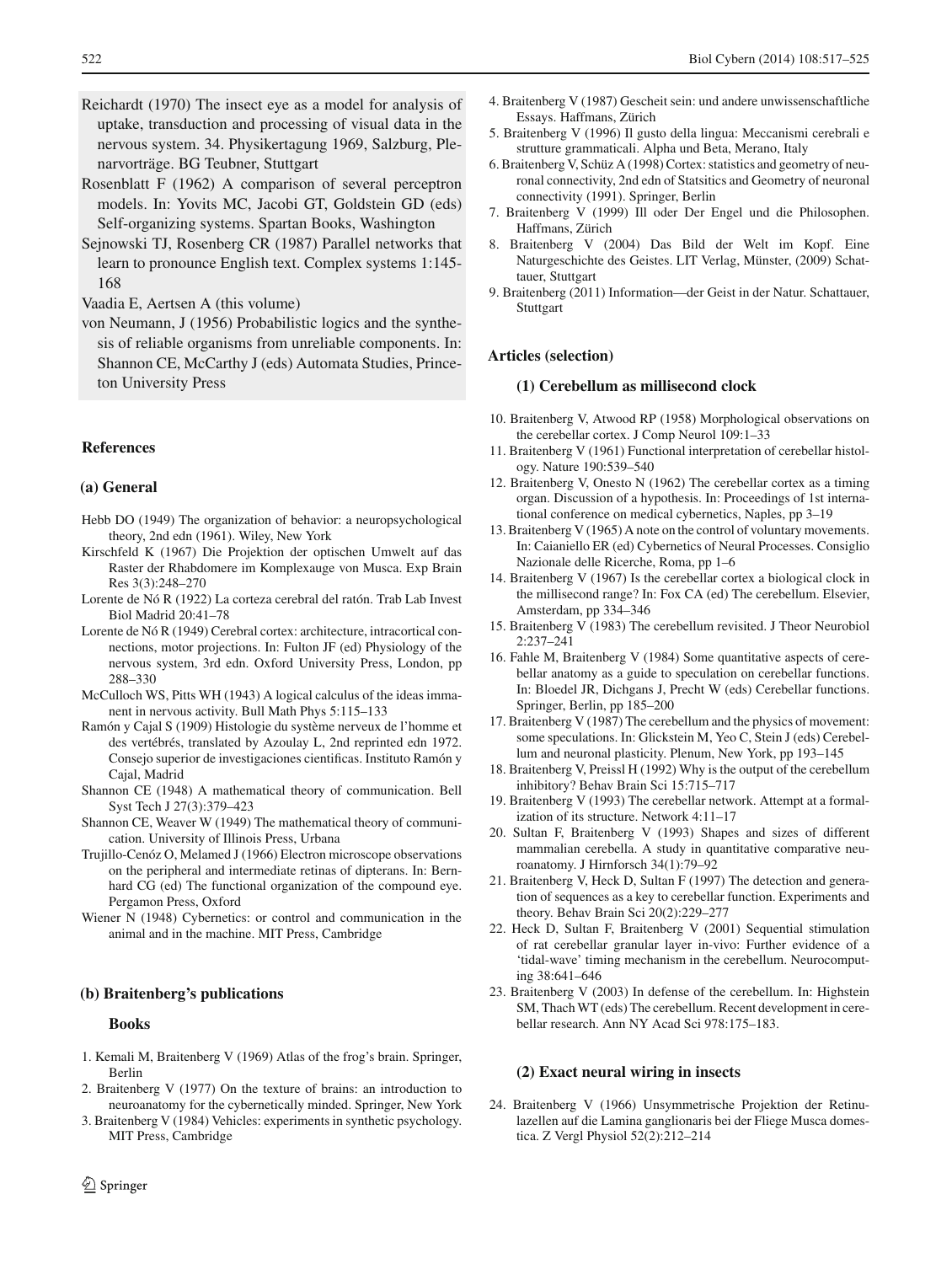Reichardt (1970) The insect eye as a model for analysis of uptake, transduction and processing of visual data in the nervous system. 34. Physikertagung 1969, Salzburg, Plenarvorträge. BG Teubner, Stuttgart

Rosenblatt F (1962) A comparison of several perceptron models. In: Yovits MC, Jacobi GT, Goldstein GD (eds) Self-organizing systems. Spartan Books, Washington

Sejnowski TJ, Rosenberg CR (1987) Parallel networks that learn to pronounce English text. Complex systems 1:145-168

Vaadia E, Aertsen A (this volume)

von Neumann, J (1956) Probabilistic logics and the synthesis of reliable organisms from unreliable components. In: Shannon CE, McCarthy J (eds) Automata Studies, Princeton University Press

## References

### (a) General

Hebb DO (1949) The organization of behavior: a neuropsychological theory, 2nd edn (1961). Wiley, New York

Kirschfeld K (1967) Die Projektion der optischen Umwelt auf das Raster der Rhabdomere im Komplexauge von Musca. Exp Brain Res 3(3):248–270

Lorente de Nó R (1922) La corteza cerebral del ratón. Trab Lab Invest Biol Madrid 20:41–78

Lorente de Nó R (1949) Cerebral cortex: architecture, intracortical connections, motor projections. In: Fulton JF (ed) Physiology of the nervous system, 3rd edn. Oxford University Press, London, pp 288–330

McCulloch WS, Pitts WH (1943) A logical calculus of the ideas immanent in nervous activity. Bull Math Phys 5:115–133

Ramón y Cajal S (1909) Histologie du système nerveux de l'homme et des vertébrés, translated by Azoulay L, 2nd reprinted edn 1972. Consejo superior de investigaciones cientificas. Instituto Ramón y Cajal, Madrid

Shannon CE (1948) A mathematical theory of communication. Bell Syst Tech J 27(3):379–423

Shannon CE, Weaver W (1949) The mathematical theory of communication. University of Illinois Press, Urbana

Trujillo-Cenóz O, Melamed J (1966) Electron microscope observations on the peripheral and intermediate retinas of dipterans. In: Bernhard CG (ed) The functional organization of the compound eye. Pergamon Press, Oxford

Wiener N (1948) Cybernetics: or control and communication in the animal and in the machine. MIT Press, Cambridge

### (b) Braitenberg's publications

#### Books

1. Kemali M, Braitenberg V (1969) Atlas of the frog's brain. Springer, Berlin
2. Braitenberg V (1977) On the texture of brains: an introduction to neuroanatomy for the cybernetically minded. Springer, New York
3. Braitenberg V (1984) Vehicles: experiments in synthetic psychology. MIT Press, Cambridge
4. Braitenberg V (1987) Gescheit sein: und andere unwissenschaftliche Essays. Haffmans, Zürich
5. Braitenberg V (1996) Il gusto della lingua: Meccanismi cerebrali e strutture grammaticali. Alpha und Beta, Merano, Italy
6. Braitenberg V, Schüz A (1998) Cortex: statistics and geometry of neuronal connectivity, 2nd edn of Statsitics and Geometry of neuronal connectivity (1991). Springer, Berlin
7. Braitenberg V (1999) Ill oder Der Engel und die Philosophen. Haffmans, Zürich
8. Braitenberg V (2004) Das Bild der Welt im Kopf. Eine Naturgeschichte des Geistes. LIT Verlag, Münster, (2009) Schattauer, Stuttgart
9. Braitenberg (2011) Information—der Geist in der Natur. Schattauer, Stuttgart

#### Articles (selection)

##### (1) Cerebellum as millisecond clock

10. Braitenberg V, Atwood RP (1958) Morphological observations on the cerebellar cortex. J Comp Neurol 109:1–33
11. Braitenberg V (1961) Functional interpretation of cerebellar histology. Nature 190:539–540
12. Braitenberg V, Onesto N (1962) The cerebellar cortex as a timing organ. Discussion of a hypothesis. In: Proceedings of 1st international conference on medical cybernetics, Naples, pp 3–19
13. Braitenberg V (1965) A note on the control of voluntary movements. In: Caianiello ER (ed) Cybernetics of Neural Processes. Consiglio Nazionale delle Ricerche, Roma, pp 1–6
14. Braitenberg V (1967) Is the cerebellar cortex a biological clock in the millisecond range? In: Fox CA (ed) The cerebellum. Elsevier, Amsterdam, pp 334–346
15. Braitenberg V (1983) The cerebellum revisited. J Theor Neurobiol 2:237–241
16. Fahle M, Braitenberg V (1984) Some quantitative aspects of cerebellar anatomy as a guide to speculation on cerebellar functions. In: Bloedel JR, Dichgans J, Precht W (eds) Cerebellar functions. Springer, Berlin, pp 185–200
17. Braitenberg V (1987) The cerebellum and the physics of movement: some speculations. In: Glickstein M, Yeo C, Stein J (eds) Cerebellum and neuronal plasticity. Plenum, New York, pp 193–145
18. Braitenberg V, Preissl H (1992) Why is the output of the cerebellum inhibitory? Behav Brain Sci 15:715–717
19. Braitenberg V (1993) The cerebellar network. Attempt at a formalization of its structure. Network 4:11–17
20. Sultan F, Braitenberg V (1993) Shapes and sizes of different mammalian cerebella. A study in quantitative comparative neuroanatomy. J Hirnforsch 34(1):79–92
21. Braitenberg V, Heck D, Sultan F (1997) The detection and generation of sequences as a key to cerebellar function. Experiments and theory. Behav Brain Sci 20(2):229–277
22. Heck D, Sultan F, Braitenberg V (2001) Sequential stimulation of rat cerebellar granular layer in-vivo: Further evidence of a 'tidal-wave' timing mechanism in the cerebellum. Neurocomputing 38:641–646
23. Braitenberg V (2003) In defense of the cerebellum. In: Highstein SM, Thach WT (eds) The cerebellum. Recent development in cerebellar research. Ann NY Acad Sci 978:175–183.

##### (2) Exact neural wiring in insects

24. Braitenberg V (1966) Unsymmetrische Projektion der Retinulazellen auf die Lamina ganglionaris bei der Fliege Musca domestica. Z Vergl Physiol 52(2):212–214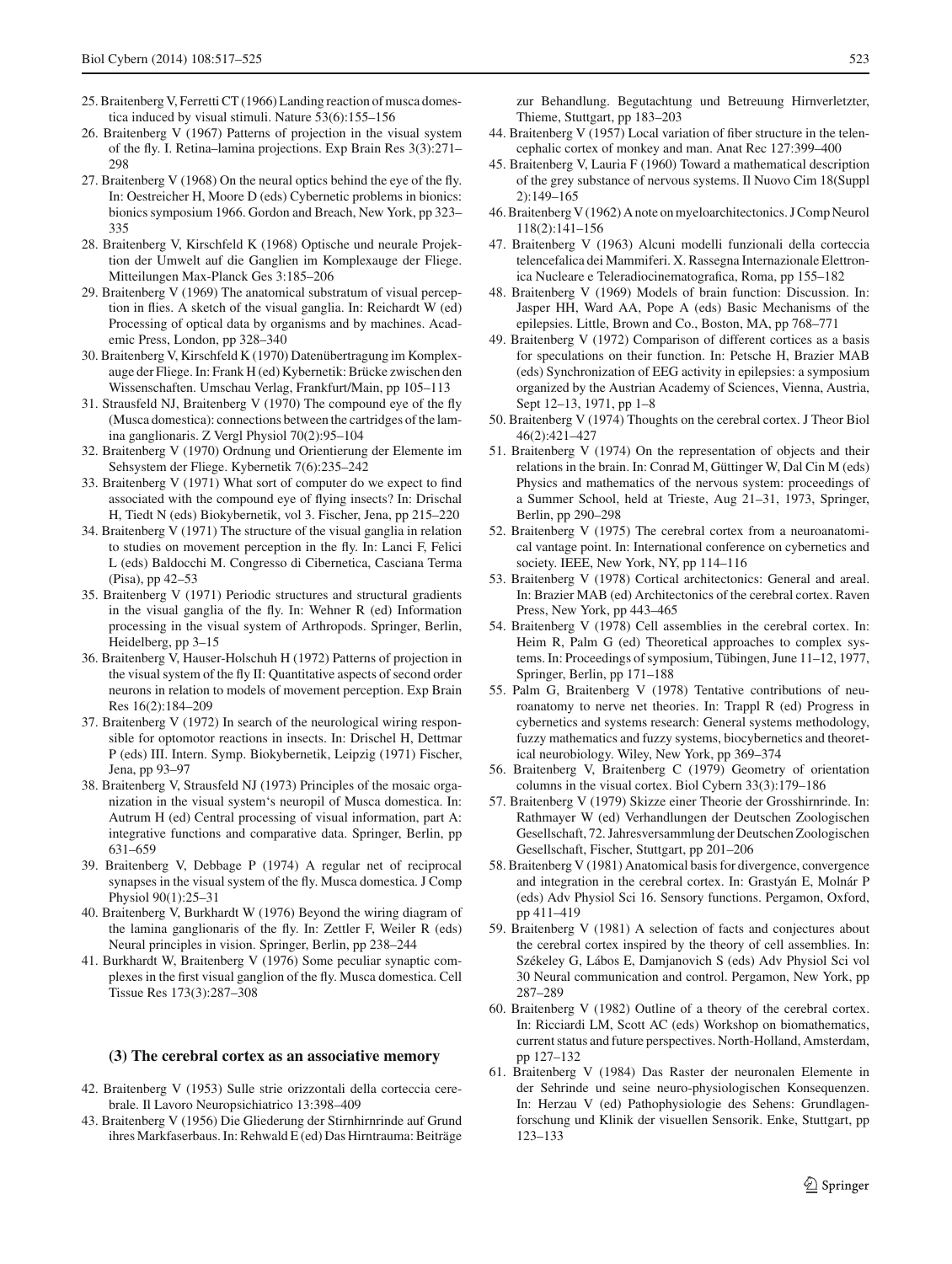25. Braitenberg V, Ferretti CT (1966) Landing reaction of musca domestica induced by visual stimuli. Nature 53(6):155–156
26. Braitenberg V (1967) Patterns of projection in the visual system of the fly. I. Retina–lamina projections. Exp Brain Res 3(3):271–298
27. Braitenberg V (1968) On the neural optics behind the eye of the fly. In: Oestreicher H, Moore D (eds) Cybernetic problems in bionics: bionics symposium 1966. Gordon and Breach, New York, pp 323–335
28. Braitenberg V, Kirschfeld K (1968) Optische und neurale Projektion der Umwelt auf die Ganglien im Komplexauge der Fliege. Mitteilungen Max-Planck Ges 3:185–206
29. Braitenberg V (1969) The anatomical substratum of visual perception in flies. A sketch of the visual ganglia. In: Reichardt W (ed) Processing of optical data by organisms and by machines. Academic Press, London, pp 328–340
30. Braitenberg V, Kirschfeld K (1970) Datenübertragung im Komplexauge der Fliege. In: Frank H (ed) Kybernetik: Brücke zwischen den Wissenschaften. Umschau Verlag, Frankfurt/Main, pp 105–113
31. Strausfeld NJ, Braitenberg V (1970) The compound eye of the fly (Musca domestica): connections between the cartridges of the lamina ganglionaris. Z Vergl Physiol 70(2):95–104
32. Braitenberg V (1970) Ordnung und Orientierung der Elemente im Sehsystem der Fliege. Kybernetik 7(6):235–242
33. Braitenberg V (1971) What sort of computer do we expect to find associated with the compound eye of flying insects? In: Drischal H, Tiedt N (eds) Biokybernetik, vol 3. Fischer, Jena, pp 215–220
34. Braitenberg V (1971) The structure of the visual ganglia in relation to studies on movement perception in the fly. In: Lanci F, Felici L (eds) Baldocchi M. Congresso di Cibernetica, Casciana Terma (Pisa), pp 42–53
35. Braitenberg V (1971) Periodic structures and structural gradients in the visual ganglia of the fly. In: Wehner R (ed) Information processing in the visual system of Arthropods. Springer, Berlin, Heidelberg, pp 3–15
36. Braitenberg V, Hauser-Holschuh H (1972) Patterns of projection in the visual system of the fly II: Quantitative aspects of second order neurons in relation to models of movement perception. Exp Brain Res 16(2):184–209
37. Braitenberg V (1972) In search of the neurological wiring responsible for optomotor reactions in insects. In: Drischel H, Dettmar P (eds) III. Intern. Symp. Biokybernetik, Leipzig (1971) Fischer, Jena, pp 93–97
38. Braitenberg V, Strausfeld NJ (1973) Principles of the mosaic organization in the visual system's neuropil of Musca domestica. In: Autrum H (ed) Central processing of visual information, part A: integrative functions and comparative data. Springer, Berlin, pp 631–659
39. Braitenberg V, Debbage P (1974) A regular net of reciprocal synapses in the visual system of the fly. Musca domestica. J Comp Physiol 90(1):25–31
40. Braitenberg V, Burkhardt W (1976) Beyond the wiring diagram of the lamina ganglionaris of the fly. In: Zettler F, Weiler R (eds) Neural principles in vision. Springer, Berlin, pp 238–244
41. Burkhardt W, Braitenberg V (1976) Some peculiar synaptic complexes in the first visual ganglion of the fly. Musca domestica. Cell Tissue Res 173(3):287–308

### (3) The cerebral cortex as an associative memory

42. Braitenberg V (1953) Sulle strie orizzontali della corteccia cerebrale. Il Lavoro Neuropsichiatrico 13:398–409
43. Braitenberg V (1956) Die Gliederung der Stirnhirnrinde auf Grund ihres Markfaserbaus. In: Rehwald E (ed) Das Hirntrauma: Beiträge zur Behandlung. Begutachtung und Betreuung Hirnverletzter, Thieme, Stuttgart, pp 183–203
44. Braitenberg V (1957) Local variation of fiber structure in the telencephalic cortex of monkey and man. Anat Rec 127:399–400
45. Braitenberg V, Lauria F (1960) Toward a mathematical description of the grey substance of nervous systems. Il Nuovo Cim 18(Suppl 2):149–165
46. Braitenberg V (1962) A note on myeloarchitectonics. J Comp Neurol 118(2):141–156
47. Braitenberg V (1963) Alcuni modelli funzionali della corteccia telencefalica dei Mammiferi. X. Rassegna Internazionale Elettronica Nucleare e Teleradiocinematografica, Roma, pp 155–182
48. Braitenberg V (1969) Models of brain function: Discussion. In: Jasper HH, Ward AA, Pope A (eds) Basic Mechanisms of the epilepsies. Little, Brown and Co., Boston, MA, pp 768–771
49. Braitenberg V (1972) Comparison of different cortices as a basis for speculations on their function. In: Petsche H, Brazier MAB (eds) Synchronization of EEG activity in epilepsies: a symposium organized by the Austrian Academy of Sciences, Vienna, Austria, Sept 12–13, 1971, pp 1–8
50. Braitenberg V (1974) Thoughts on the cerebral cortex. J Theor Biol 46(2):421–427
51. Braitenberg V (1974) On the representation of objects and their relations in the brain. In: Conrad M, Güttinger W, Dal Cin M (eds) Physics and mathematics of the nervous system: proceedings of a Summer School, held at Trieste, Aug 21–31, 1973, Springer, Berlin, pp 290–298
52. Braitenberg V (1975) The cerebral cortex from a neuroanatomical vantage point. In: International conference on cybernetics and society. IEEE, New York, NY, pp 114–116
53. Braitenberg V (1978) Cortical architectonics: General and areal. In: Brazier MAB (ed) Architectonics of the cerebral cortex. Raven Press, New York, pp 443–465
54. Braitenberg V (1978) Cell assemblies in the cerebral cortex. In: Heim R, Palm G (ed) Theoretical approaches to complex systems. In: Proceedings of symposium, Tübingen, June 11–12, 1977, Springer, Berlin, pp 171–188
55. Palm G, Braitenberg V (1978) Tentative contributions of neuroanatomy to nerve net theories. In: Trappl R (ed) Progress in cybernetics and systems research: General systems methodology, fuzzy mathematics and fuzzy systems, biocybernetics and theoretical neurobiology. Wiley, New York, pp 369–374
56. Braitenberg V, Braitenberg C (1979) Geometry of orientation columns in the visual cortex. Biol Cybern 33(3):179–186
57. Braitenberg V (1979) Skizze einer Theorie der Grosshirnrinde. In: Rathmayer W (ed) Verhandlungen der Deutschen Zoologischen Gesellschaft, 72. Jahresversammlung der Deutschen Zoologischen Gesellschaft, Fischer, Stuttgart, pp 201–206
58. Braitenberg V (1981) Anatomical basis for divergence, convergence and integration in the cerebral cortex. In: Grastyán E, Molnár P (eds) Adv Physiol Sci 16. Sensory functions. Pergamon, Oxford, pp 411–419
59. Braitenberg V (1981) A selection of facts and conjectures about the cerebral cortex inspired by the theory of cell assemblies. In: Székeley G, Lábos E, Damjanovich S (eds) Adv Physiol Sci vol 30 Neural communication and control. Pergamon, New York, pp 287–289
60. Braitenberg V (1982) Outline of a theory of the cerebral cortex. In: Ricciardi LM, Scott AC (eds) Workshop on biomathematics, current status and future perspectives. North-Holland, Amsterdam, pp 127–132
61. Braitenberg V (1984) Das Raster der neuronalen Elemente in der Sehrinde und seine neuro-physiologischen Konsequenzen. In: Herzau V (ed) Pathophysiologie des Sehens: Grundlagenforschung und Klinik der visuellen Sensorik. Enke, Stuttgart, pp 123–133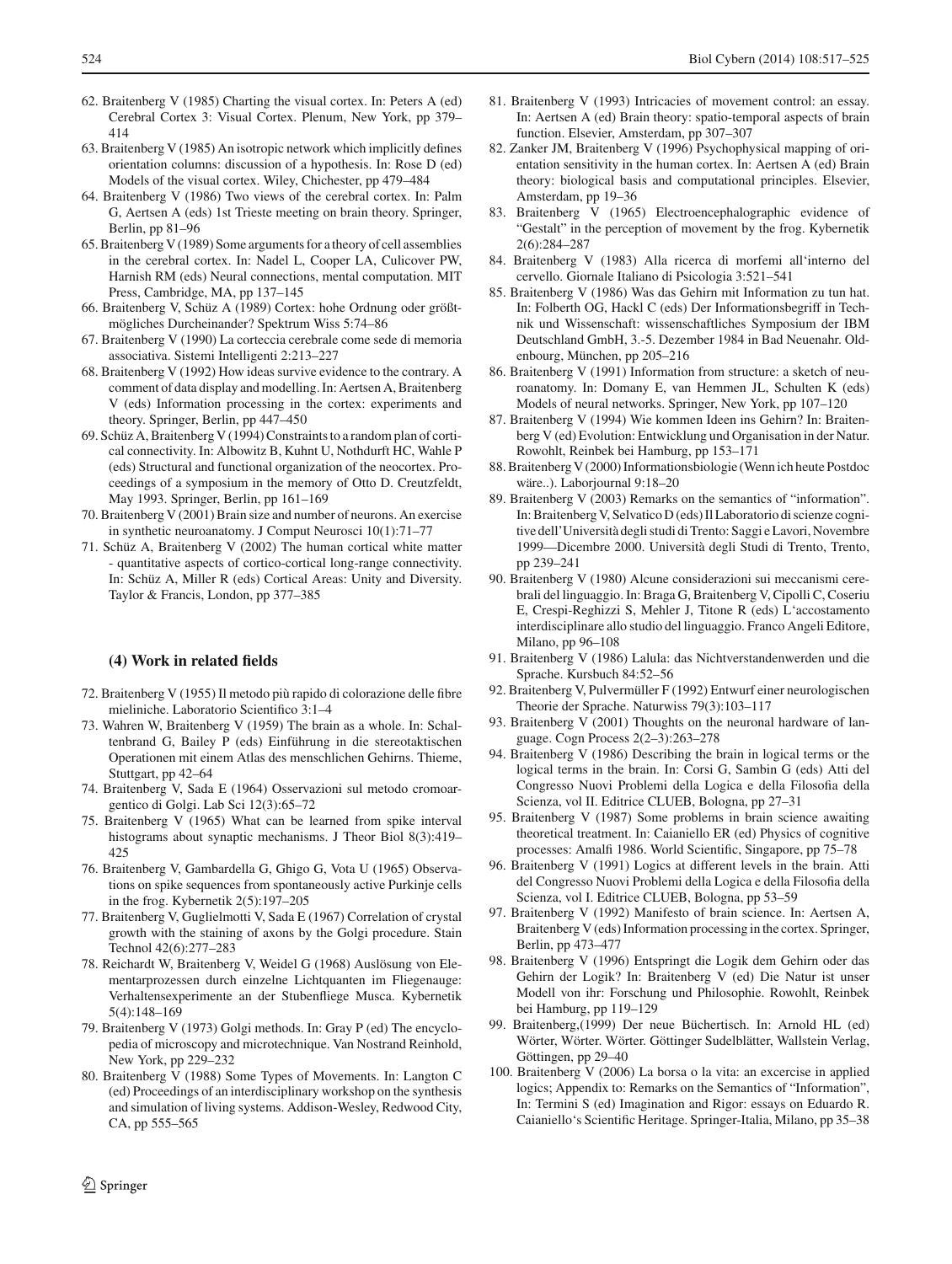62. Braitenberg V (1985) Charting the visual cortex. In: Peters A (ed) Cerebral Cortex 3: Visual Cortex. Plenum, New York, pp 379–414
63. Braitenberg V (1985) An isotropic network which implicitly defines orientation columns: discussion of a hypothesis. In: Rose D (ed) Models of the visual cortex. Wiley, Chichester, pp 479–484
64. Braitenberg V (1986) Two views of the cerebral cortex. In: Palm G, Aertsen A (eds) 1st Trieste meeting on brain theory. Springer, Berlin, pp 81–96
65. Braitenberg V (1989) Some arguments for a theory of cell assemblies in the cerebral cortex. In: Nadel L, Cooper LA, Culicover PW, Harnish RM (eds) Neural connections, mental computation. MIT Press, Cambridge, MA, pp 137–145
66. Braitenberg V, Schüz A (1989) Cortex: hohe Ordnung oder größtmögliches Durcheinander? Spektrum Wiss 5:74–86
67. Braitenberg V (1990) La corteccia cerebrale come sede di memoria associativa. Sistemi Intelligenti 2:213–227
68. Braitenberg V (1992) How ideas survive evidence to the contrary. A comment of data display and modelling. In: Aertsen A, Braitenberg V (eds) Information processing in the cortex: experiments and theory. Springer, Berlin, pp 447–450
69. Schüz A, Braitenberg V (1994) Constraints to a random plan of cortical connectivity. In: Albowitz B, Kuhnt U, Nothdurft HC, Wahle P (eds) Structural and functional organization of the neocortex. Proceedings of a symposium in the memory of Otto D. Creutzfeldt, May 1993. Springer, Berlin, pp 161–169
70. Braitenberg V (2001) Brain size and number of neurons. An exercise in synthetic neuroanatomy. J Comput Neurosci 10(1):71–77
71. Schüz A, Braitenberg V (2002) The human cortical white matter - quantitative aspects of cortico-cortical long-range connectivity. In: Schüz A, Miller R (eds) Cortical Areas: Unity and Diversity. Taylor & Francis, London, pp 377–385

#### (4) Work in related fields

72. Braitenberg V (1955) Il metodo più rapido di colorazione delle fibre mieliniche. Laboratorio Scientifico 3:1–4
73. Wahren W, Braitenberg V (1959) The brain as a whole. In: Schaltenbrand G, Bailey P (eds) Einführung in die stereotaktischen Operationen mit einem Atlas des menschlichen Gehirns. Thieme, Stuttgart, pp 42–64
74. Braitenberg V, Sada E (1964) Osservazioni sul metodo cromoargentico di Golgi. Lab Sci 12(3):65–72
75. Braitenberg V (1965) What can be learned from spike interval histograms about synaptic mechanisms. J Theor Biol 8(3):419–425
76. Braitenberg V, Gambardella G, Ghigo G, Vota U (1965) Observations on spike sequences from spontaneously active Purkinje cells in the frog. Kybernetik 2(5):197–205
77. Braitenberg V, Guglielmotti V, Sada E (1967) Correlation of crystal growth with the staining of axons by the Golgi procedure. Stain Technol 42(6):277–283
78. Reichardt W, Braitenberg V, Weidel G (1968) Auslösung von Elementarprozessen durch einzelne Lichtquanten im Fliegenauge: Verhaltensexperimente an der Stubenfliege Musca. Kybernetik 5(4):148–169
79. Braitenberg V (1973) Golgi methods. In: Gray P (ed) The encyclopedia of microscopy and microtechnique. Van Nostrand Reinhold, New York, pp 229–232
80. Braitenberg V (1988) Some Types of Movements. In: Langton C (ed) Proceedings of an interdisciplinary workshop on the synthesis and simulation of living systems. Addison-Wesley, Redwood City, CA, pp 555–565
81. Braitenberg V (1993) Intricacies of movement control: an essay. In: Aertsen A (ed) Brain theory: spatio-temporal aspects of brain function. Elsevier, Amsterdam, pp 307–307
82. Zanker JM, Braitenberg V (1996) Psychophysical mapping of orientation sensitivity in the human cortex. In: Aertsen A (ed) Brain theory: biological basis and computational principles. Elsevier, Amsterdam, pp 19–36
83. Braitenberg V (1965) Electroencephalographic evidence of "Gestalt" in the perception of movement by the frog. Kybernetik 2(6):284–287
84. Braitenberg V (1983) Alla ricerca di morfemi all'interno del cervello. Giornale Italiano di Psicologia 3:521–541
85. Braitenberg V (1986) Was das Gehirn mit Information zu tun hat. In: Folberth OG, Hackl C (eds) Der Informationsbegriff in Technik und Wissenschaft: wissenschaftliches Symposium der IBM Deutschland GmbH, 3.-5. Dezember 1984 in Bad Neuenahr. Oldenbourg, München, pp 205–216
86. Braitenberg V (1991) Information from structure: a sketch of neuroanatomy. In: Domany E, van Hemmen JL, Schulten K (eds) Models of neural networks. Springer, New York, pp 107–120
87. Braitenberg V (1994) Wie kommen Ideen ins Gehirn? In: Braitenberg V (ed) Evolution: Entwicklung und Organisation in der Natur. Rowohlt, Reinbek bei Hamburg, pp 153–171
88. Braitenberg V (2000) Informationsbiologie (Wenn ich heute Postdoc wäre..). Laborjournal 9:18–20
89. Braitenberg V (2003) Remarks on the semantics of "information". In: Braitenberg V, Selvatico D (eds) Il Laboratorio di scienze cognitive dell'Università degli studi di Trento: Saggi e Lavori, Novembre 1999—Dicembre 2000. Università degli Studi di Trento, Trento, pp 239–241
90. Braitenberg V (1980) Alcune considerazioni sui meccanismi cerebrali del linguaggio. In: Braga G, Braitenberg V, Cipolli C, Coseriu E, Crespi-Reghizzi S, Mehler J, Titone R (eds) L'accostamento interdisciplinare allo studio del linguaggio. Franco Angeli Editore, Milano, pp 96–108
91. Braitenberg V (1986) Lalula: das Nichtverstandenwerden und die Sprache. Kursbuch 84:52–56
92. Braitenberg V, Pulvermüller F (1992) Entwurf einer neurologischen Theorie der Sprache. Naturwiss 79(3):103–117
93. Braitenberg V (2001) Thoughts on the neuronal hardware of language. Cogn Process 2(2–3):263–278
94. Braitenberg V (1986) Describing the brain in logical terms or the logical terms in the brain. In: Corsi G, Sambin G (eds) Atti del Congresso Nuovi Problemi della Logica e della Filosofia della Scienza, vol II. Editrice CLUEB, Bologna, pp 27–31
95. Braitenberg V (1987) Some problems in brain science awaiting theoretical treatment. In: Caianiello ER (ed) Physics of cognitive processes: Amalfi 1986. World Scientific, Singapore, pp 75–78
96. Braitenberg V (1991) Logics at different levels in the brain. Atti del Congresso Nuovi Problemi della Logica e della Filosofia della Scienza, vol I. Editrice CLUEB, Bologna, pp 53–59
97. Braitenberg V (1992) Manifesto of brain science. In: Aertsen A, Braitenberg V (eds) Information processing in the cortex. Springer, Berlin, pp 473–477
98. Braitenberg V (1996) Entspringt die Logik dem Gehirn oder das Gehirn der Logik? In: Braitenberg V (ed) Die Natur ist unser Modell von ihr: Forschung und Philosophie. Rowohlt, Reinbek bei Hamburg, pp 119–129
99. Braitenberg,(1999) Der neue Büchertisch. In: Arnold HL (ed) Wörter, Wörter. Wörter. Göttinger Sudelblätter, Wallstein Verlag, Göttingen, pp 29–40
100. Braitenberg V (2006) La borsa o la vita: an excercise in applied logics; Appendix to: Remarks on the Semantics of "Information", In: Termini S (ed) Imagination and Rigor: essays on Eduardo R. Caianiello's Scientific Heritage. Springer-Italia, Milano, pp 35–38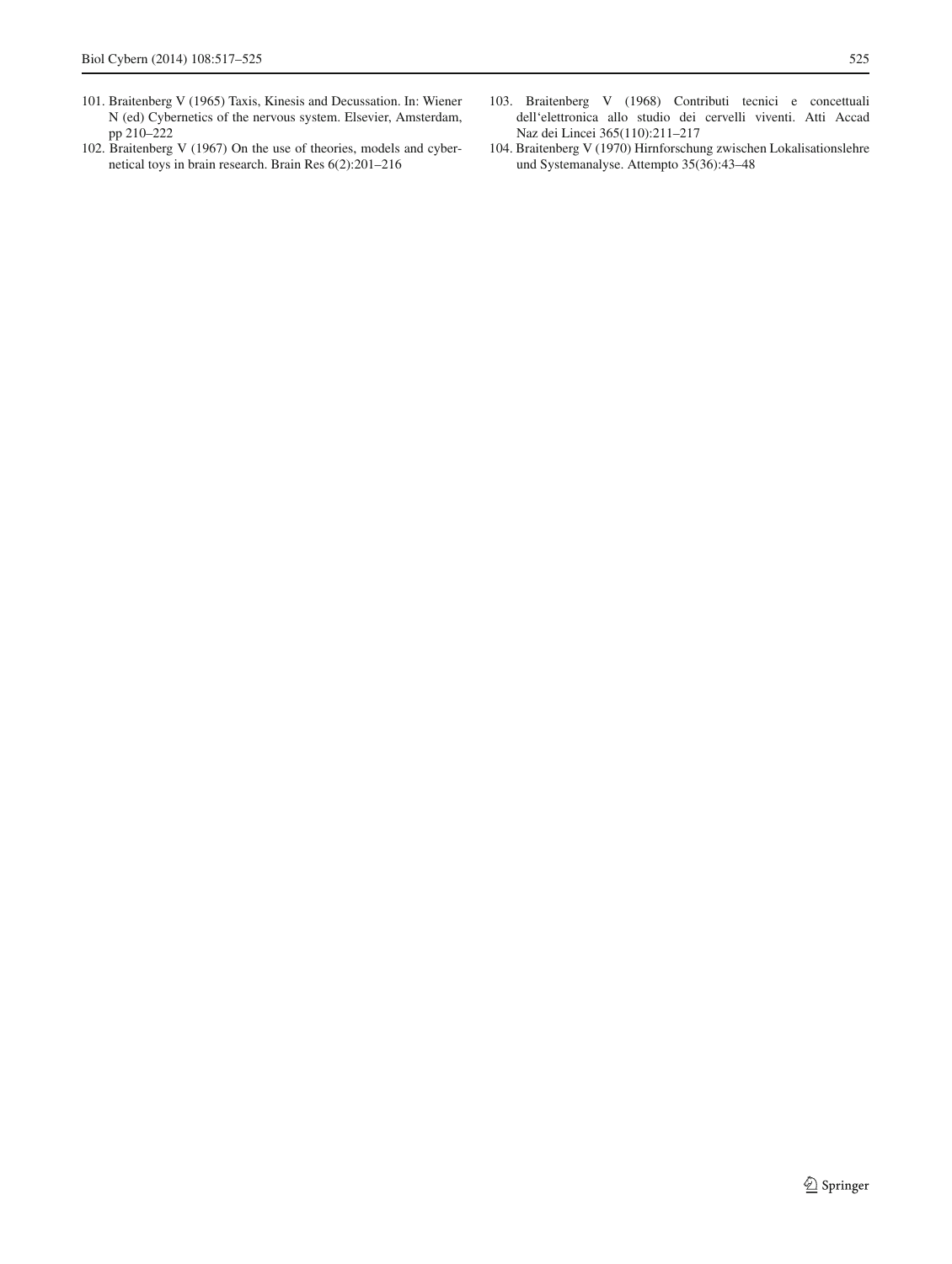101. Braitenberg V (1965) Taxis, Kinesis and Decussation. In: Wiener N (ed) Cybernetics of the nervous system. Elsevier, Amsterdam, pp 210–222
102. Braitenberg V (1967) On the use of theories, models and cybernetical toys in brain research. Brain Res 6(2):201–216
103. Braitenberg V (1968) Contributi tecnici e concettuali dell'elettronica allo studio dei cervelli viventi. Atti Accad Naz dei Lincei 365(110):211–217
104. Braitenberg V (1970) Hirnforschung zwischen Lokalisationslehre und Systemanalyse. Attempto 35(36):43–48